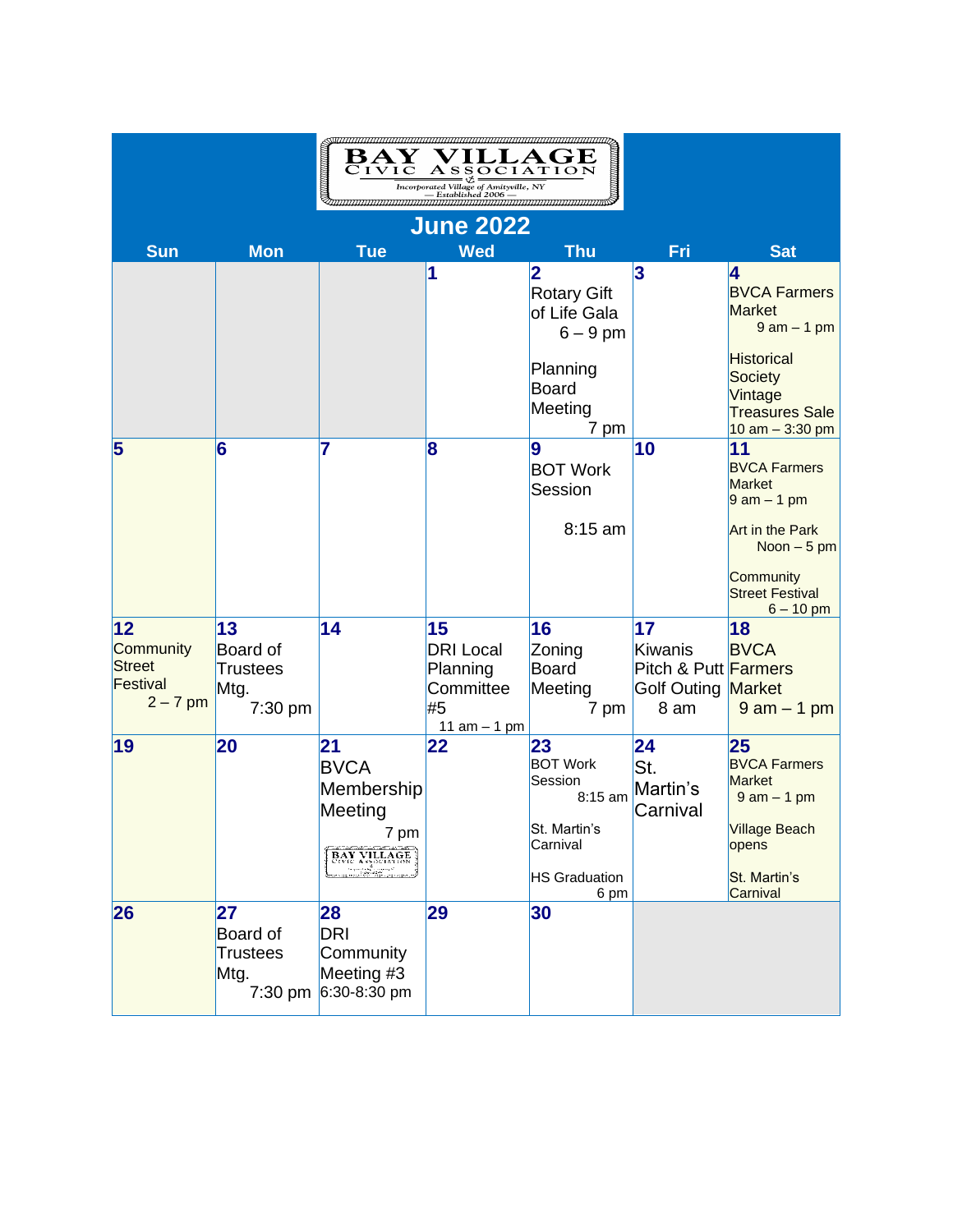# BAY VILLAGE CIVIC ASSOCIATION

Incorporated Village of Amityville, NY
— Established 2006 —

## June 2022

| Sun | Mon | Tue | Wed | Thu | Fri | Sat |
|---|---|---|---|---|---|---|
| | | | **1** | **2** Rotary Gift of Life Gala 6 – 9 pm<br><br>Planning Board Meeting 7 pm | **3** | **4** BVCA Farmers Market 9 am – 1 pm<br><br>Historical Society Vintage Treasures Sale 10 am – 3:30 pm |
| **5** | **6** | **7** | **8** | **9** BOT Work Session<br><br>8:15 am | **10** | **11** BVCA Farmers Market 9 am – 1 pm<br><br>Art in the Park Noon – 5 pm<br><br>Community Street Festival 6 – 10 pm |
| **12** Community Street Festival 2 – 7 pm | **13** Board of Trustees Mtg. 7:30 pm | **14** | **15** DRI Local Planning Committee #5 11 am – 1 pm | **16** Zoning Board Meeting 7 pm | **17** Kiwanis Pitch & Putt Golf Outing 8 am | **18** BVCA Farmers Market 9 am – 1 pm |
| **19** | **20** | **21** BVCA Membership Meeting 7 pm | **22** | **23** BOT Work Session 8:15 am<br><br>St. Martin's Carnival<br><br>HS Graduation 6 pm | **24** St. Martin's Carnival | **25** BVCA Farmers Market 9 am – 1 pm<br><br>Village Beach opens<br><br>St. Martin's Carnival |
| **26** | **27** Board of Trustees Mtg. 7:30 pm | **28** DRI Community Meeting #3 6:30-8:30 pm | **29** | **30** | | |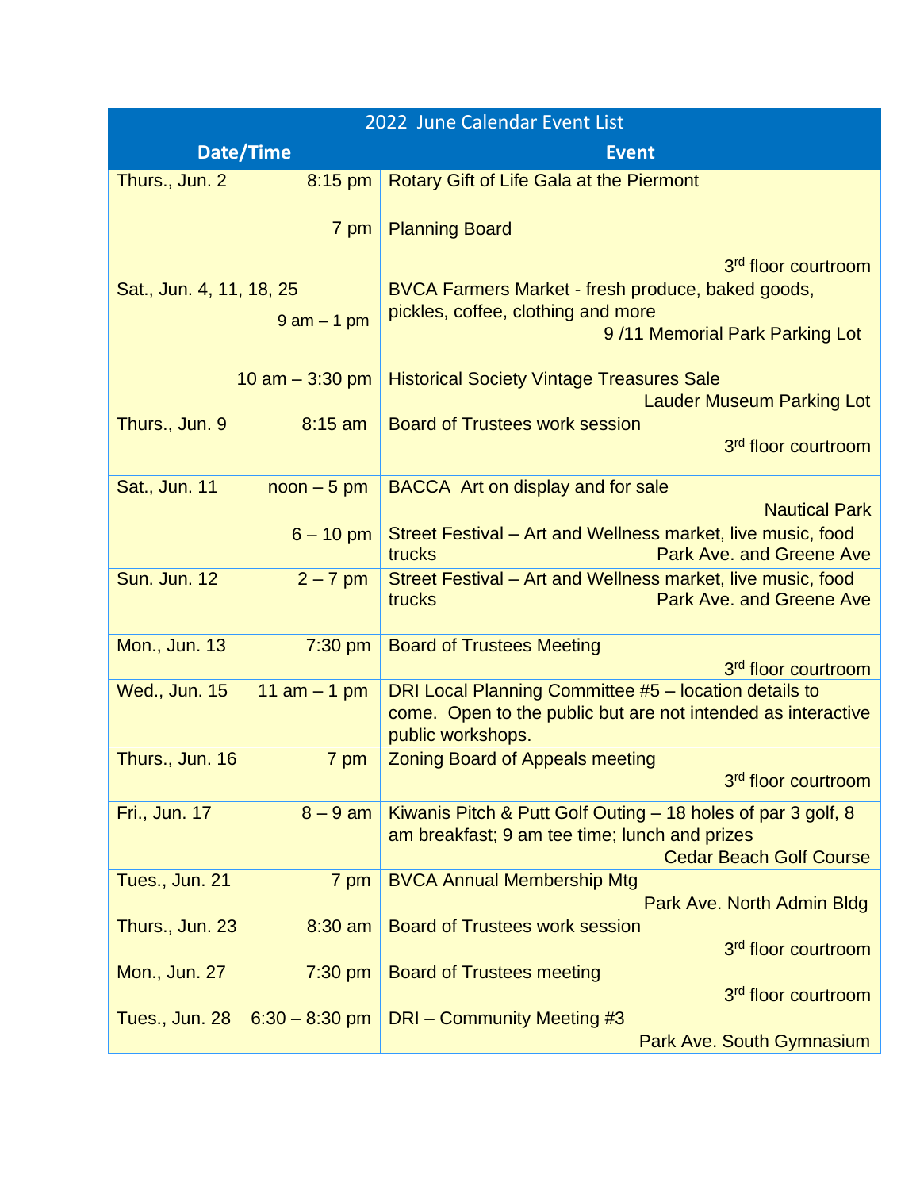| 2022 June Calendar Event List | |
|---|---|
| **Date/Time** | **Event** |
| Thurs., Jun. 2 8:15 pm | Rotary Gift of Life Gala at the Piermont |
| 7 pm | Planning Board<br>3rd floor courtroom |
| Sat., Jun. 4, 11, 18, 25<br>9 am – 1 pm | BVCA Farmers Market - fresh produce, baked goods, pickles, coffee, clothing and more<br>9 /11 Memorial Park Parking Lot |
| 10 am – 3:30 pm | Historical Society Vintage Treasures Sale<br>Lauder Museum Parking Lot |
| Thurs., Jun. 9 8:15 am | Board of Trustees work session<br>3rd floor courtroom |
| Sat., Jun. 11 noon – 5 pm | BACCA Art on display and for sale<br>Nautical Park |
| 6 – 10 pm | Street Festival – Art and Wellness market, live music, food trucks<br>Park Ave. and Greene Ave |
| Sun. Jun. 12 2 – 7 pm | Street Festival – Art and Wellness market, live music, food trucks<br>Park Ave. and Greene Ave |
| Mon., Jun. 13 7:30 pm | Board of Trustees Meeting<br>3rd floor courtroom |
| Wed., Jun. 15 11 am – 1 pm | DRI Local Planning Committee #5 – location details to come. Open to the public but are not intended as interactive public workshops. |
| Thurs., Jun. 16 7 pm | Zoning Board of Appeals meeting<br>3rd floor courtroom |
| Fri., Jun. 17 8 – 9 am | Kiwanis Pitch & Putt Golf Outing – 18 holes of par 3 golf, 8 am breakfast; 9 am tee time; lunch and prizes<br>Cedar Beach Golf Course |
| Tues., Jun. 21 7 pm | BVCA Annual Membership Mtg<br>Park Ave. North Admin Bldg |
| Thurs., Jun. 23 8:30 am | Board of Trustees work session<br>3rd floor courtroom |
| Mon., Jun. 27 7:30 pm | Board of Trustees meeting<br>3rd floor courtroom |
| Tues., Jun. 28 6:30 – 8:30 pm | DRI – Community Meeting #3<br>Park Ave. South Gymnasium |